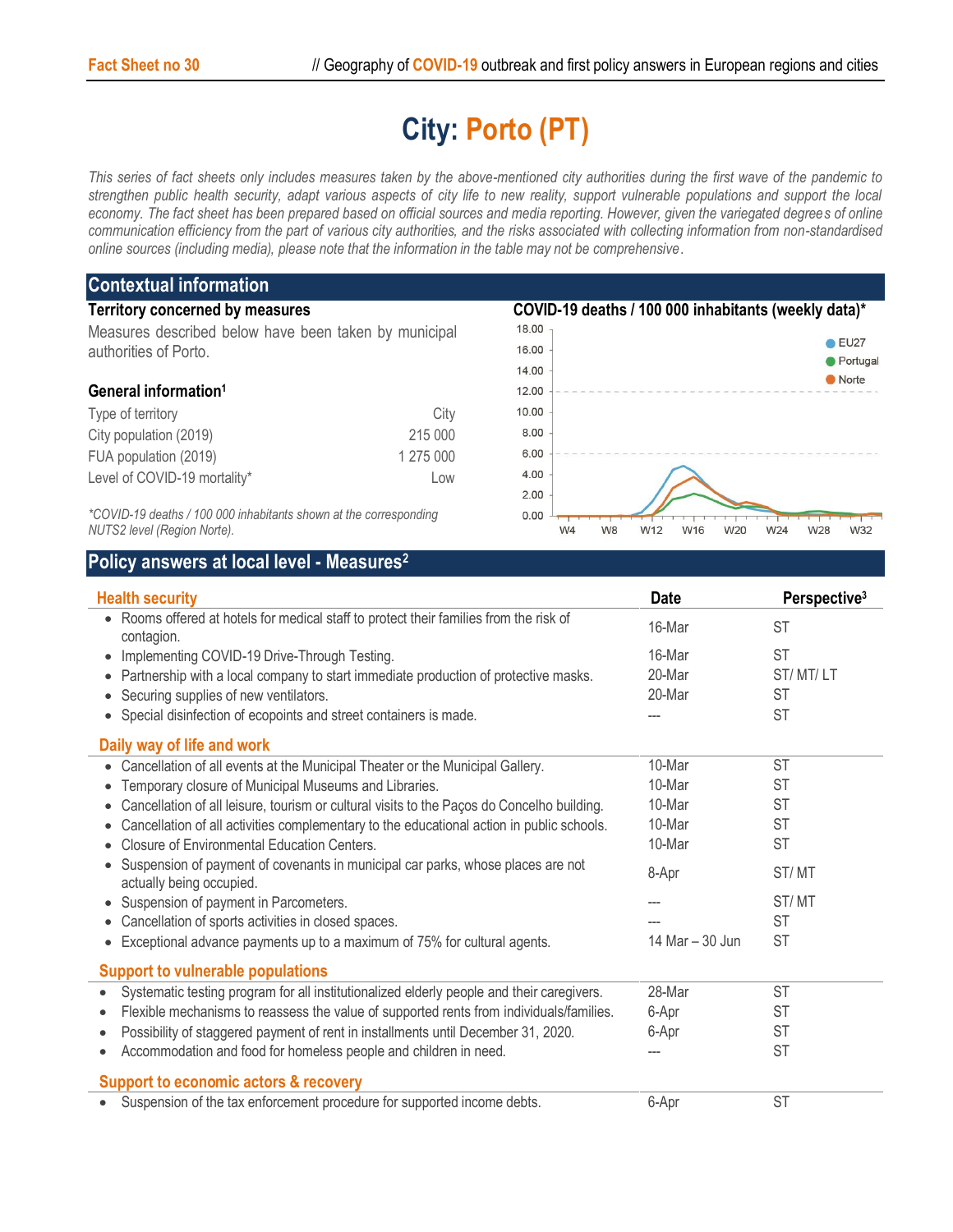# City: Porto (PT)

*This series of fact sheets only includes measures taken by the above-mentioned city authorities during the first wave of the pandemic to strengthen public health security, adapt various aspects of city life to new reality, support vulnerable populations and support the local economy. The fact sheet has been prepared based on official sources and media reporting. However, given the variegated degrees of online communication efficiency from the part of various city authorities, and the risks associated with collecting information from non-standardised online sources (including media), please note that the information in the table may not be comprehensive.*

## Contextual information

### Territory concerned by measures

Measures described below have been taken by municipal authorities of Porto.

### General information[1]

| | |
|---|---|
| Type of territory | City |
| City population (2019) | 215 000 |
| FUA population (2019) | 1 275 000 |
| Level of COVID-19 mortality* | Low |

*\*COVID-19 deaths / 100 000 inhabitants shown at the corresponding NUTS2 level (Region Norte).*

### COVID-19 deaths / 100 000 inhabitants (weekly data)*

## Policy answers at local level - Measures[2]

| Health security | Date | Perspective[3] |
|---|---|---|
| • Rooms offered at hotels for medical staff to protect their families from the risk of contagion. | 16-Mar | ST |
| • Implementing COVID-19 Drive-Through Testing. | 16-Mar | ST |
| • Partnership with a local company to start immediate production of protective masks. | 20-Mar | ST/ MT/ LT |
| • Securing supplies of new ventilators. | 20-Mar | ST |
| • Special disinfection of ecopoints and street containers is made. | --- | ST |
| **Daily way of life and work** | | |
| • Cancellation of all events at the Municipal Theater or the Municipal Gallery. | 10-Mar | ST |
| • Temporary closure of Municipal Museums and Libraries. | 10-Mar | ST |
| • Cancellation of all leisure, tourism or cultural visits to the Paços do Concelho building. | 10-Mar | ST |
| • Cancellation of all activities complementary to the educational action in public schools. | 10-Mar | ST |
| • Closure of Environmental Education Centers. | 10-Mar | ST |
| • Suspension of payment of covenants in municipal car parks, whose places are not actually being occupied. | 8-Apr | ST/ MT |
| • Suspension of payment in Parcometers. | --- | ST/ MT |
| • Cancellation of sports activities in closed spaces. | --- | ST |
| • Exceptional advance payments up to a maximum of 75% for cultural agents. | 14 Mar – 30 Jun | ST |
| **Support to vulnerable populations** | | |
| • Systematic testing program for all institutionalized elderly people and their caregivers. | 28-Mar | ST |
| • Flexible mechanisms to reassess the value of supported rents from individuals/families. | 6-Apr | ST |
| • Possibility of staggered payment of rent in installments until December 31, 2020. | 6-Apr | ST |
| • Accommodation and food for homeless people and children in need. | --- | ST |
| **Support to economic actors & recovery** | | |
| • Suspension of the tax enforcement procedure for supported income debts. | 6-Apr | ST |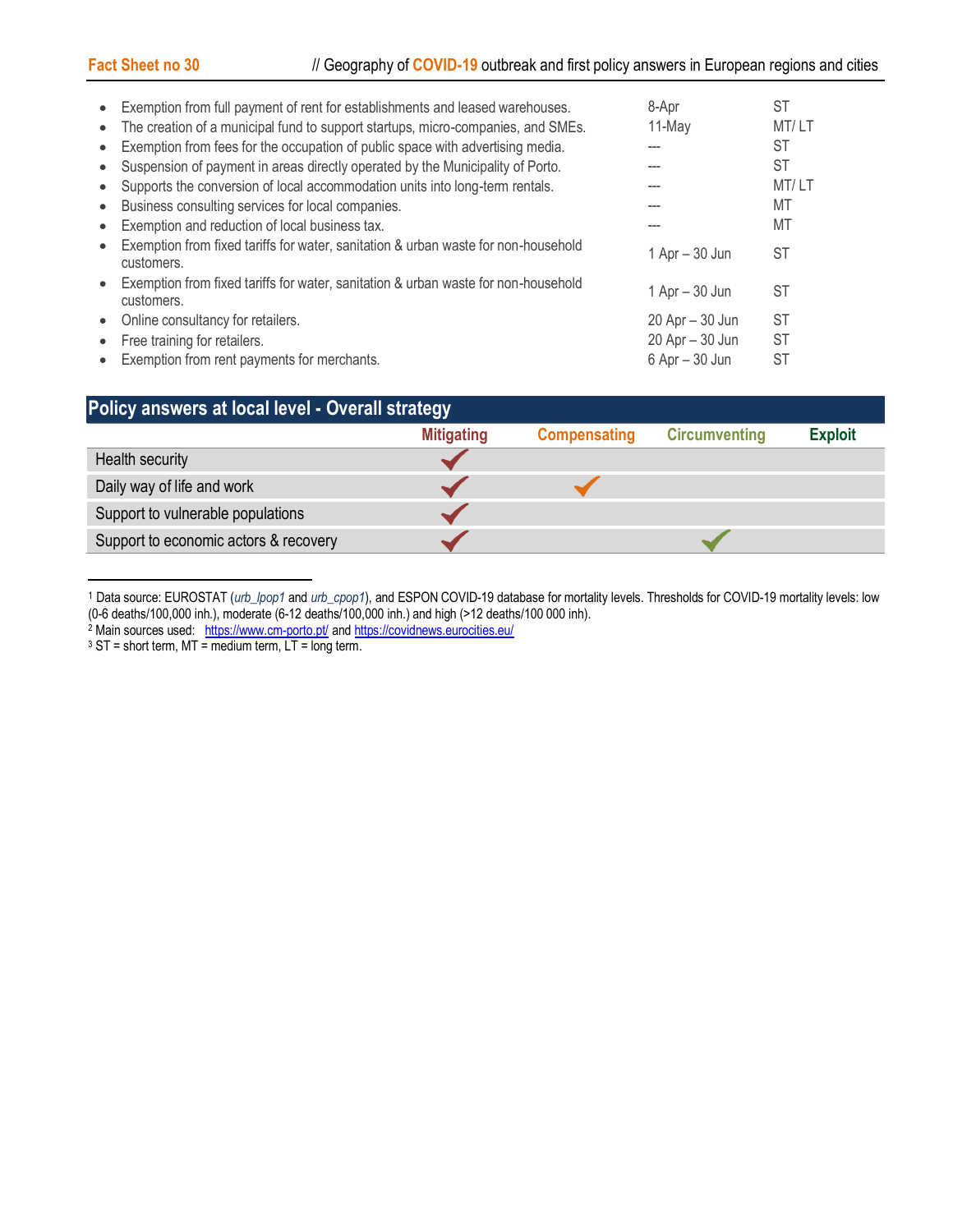| | | |
|---|---|---|
| • Exemption from full payment of rent for establishments and leased warehouses. | 8-Apr | ST |
| • The creation of a municipal fund to support startups, micro-companies, and SMEs. | 11-May | MT/ LT |
| • Exemption from fees for the occupation of public space with advertising media. | --- | ST |
| • Suspension of payment in areas directly operated by the Municipality of Porto. | --- | ST |
| • Supports the conversion of local accommodation units into long-term rentals. | --- | MT/ LT |
| • Business consulting services for local companies. | --- | MT |
| • Exemption and reduction of local business tax. | --- | MT |
| • Exemption from fixed tariffs for water, sanitation & urban waste for non-household customers. | 1 Apr – 30 Jun | ST |
| • Exemption from fixed tariffs for water, sanitation & urban waste for non-household customers. | 1 Apr – 30 Jun | ST |
| • Online consultancy for retailers. | 20 Apr – 30 Jun | ST |
| • Free training for retailers. | 20 Apr – 30 Jun | ST |
| • Exemption from rent payments for merchants. | 6 Apr – 30 Jun | ST |

## Policy answers at local level - Overall strategy

| | Mitigating | Compensating | Circumventing | Exploit |
|---|---|---|---|---|
| Health security | ✓ | | | |
| Daily way of life and work | ✓ | ✓ | | |
| Support to vulnerable populations | ✓ | | | |
| Support to economic actors & recovery | ✓ | | ✓ | |

[1] Data source: EUROSTAT (*urb_lpop1* and *urb_cpop1*), and ESPON COVID-19 database for mortality levels. Thresholds for COVID-19 mortality levels: low (0-6 deaths/100,000 inh.), moderate (6-12 deaths/100,000 inh.) and high (>12 deaths/100 000 inh).

[2] Main sources used: https://www.cm-porto.pt/ and https://covidnews.eurocities.eu/

[3] ST = short term, MT = medium term, LT = long term.